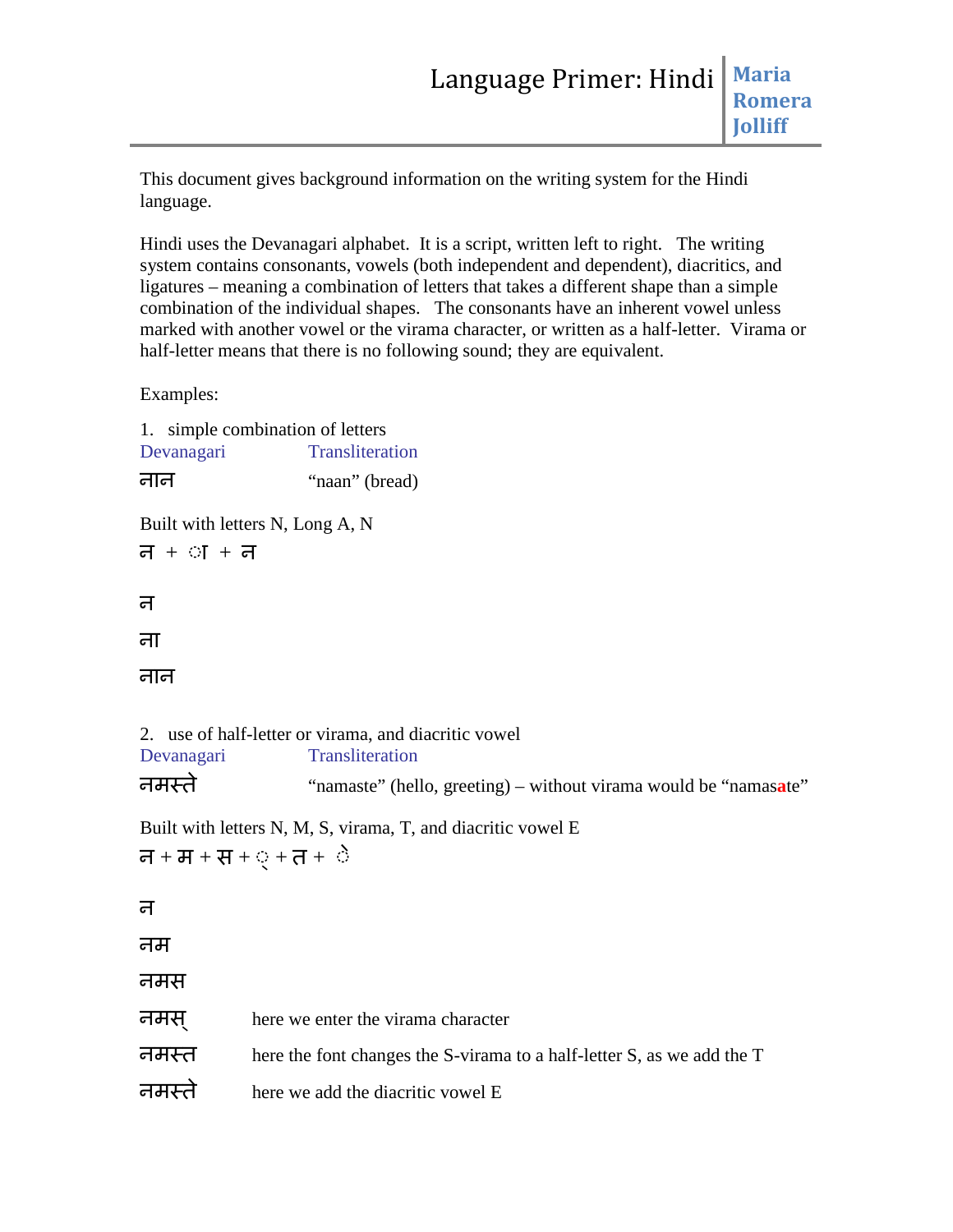# Language Primer: Hindi

**Maria Romera Jolliff**

This document gives background information on the writing system for the Hindi language.

Hindi uses the Devanagari alphabet. It is a script, written left to right. The writing system contains consonants, vowels (both independent and dependent), diacritics, and ligatures – meaning a combination of letters that takes a different shape than a simple combination of the individual shapes. The consonants have an inherent vowel unless marked with another vowel or the virama character, or written as a half-letter. Virama or half-letter means that there is no following sound; they are equivalent.

Examples:

1. simple combination of letters

| Devanagari | Transliteration |
|---|---|
| नान | "naan" (bread) |

Built with letters N, Long A, N

न + ा + न

न

ना

नान

2. use of half-letter or virama, and diacritic vowel

| Devanagari | Transliteration |
|---|---|
| नमस्ते | "namaste" (hello, greeting) – without virama would be "namas**a**te" |

Built with letters N, M, S, virama, T, and diacritic vowel E

न + म + स + ् + त + े

न

नम

नमस

नमस् here we enter the virama character

नमस्त here the font changes the S-virama to a half-letter S, as we add the T

नमस्ते here we add the diacritic vowel E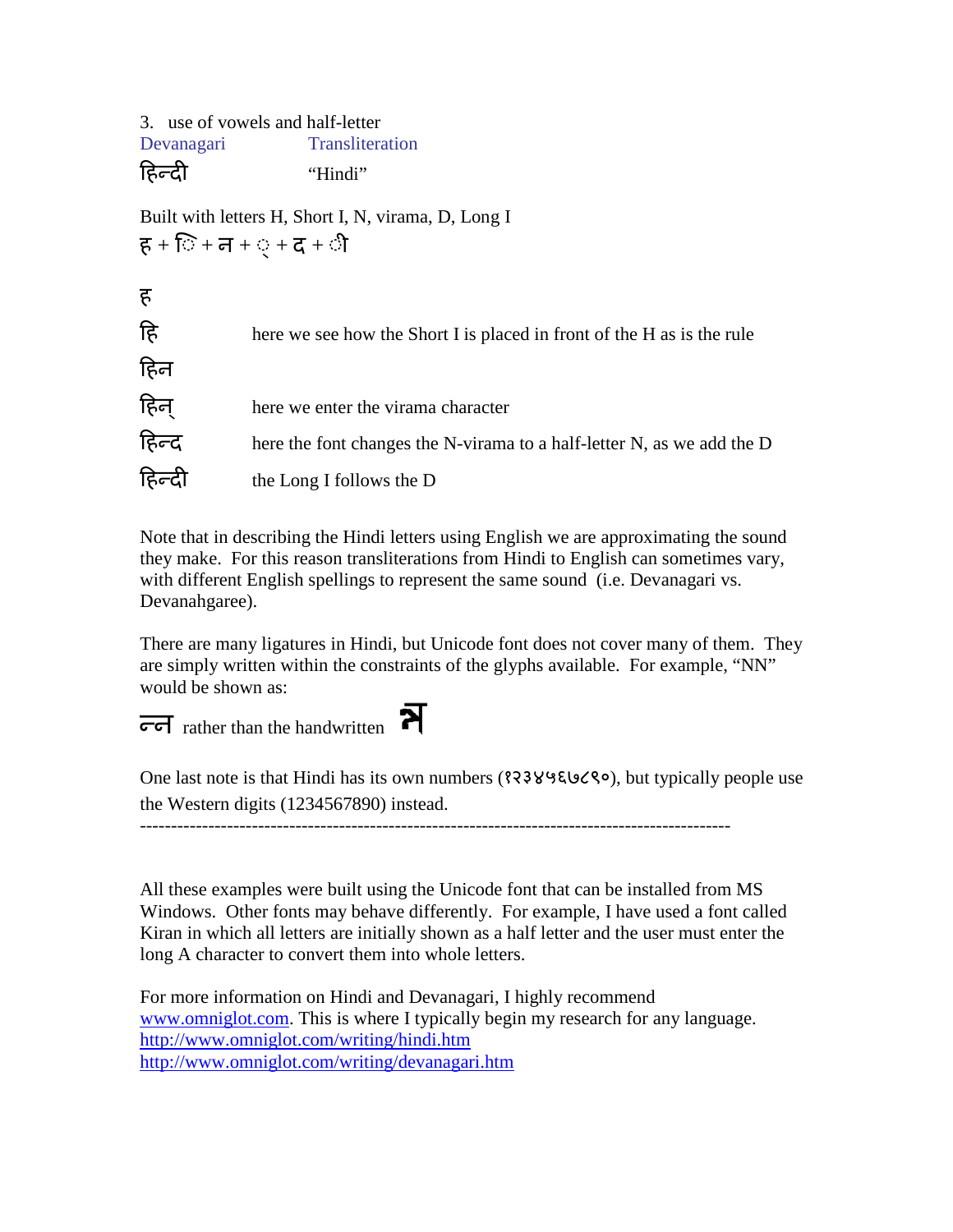3. use of vowels and half-letter

| Devanagari | Transliteration |
| --- | --- |
| हिन्दी | “Hindi” |

Built with letters H, Short I, N, virama, D, Long I

ह + ि + न + ् + द + ी

| | |
| --- | --- |
| ह | |
| हि | here we see how the Short I is placed in front of the H as is the rule |
| हिन | |
| हिन् | here we enter the virama character |
| हिन्द | here the font changes the N-virama to a half-letter N, as we add the D |
| हिन्दी | the Long I follows the D |

Note that in describing the Hindi letters using English we are approximating the sound they make. For this reason transliterations from Hindi to English can sometimes vary, with different English spellings to represent the same sound (i.e. Devanagari vs. Devanahgaree).

There are many ligatures in Hindi, but Unicode font does not cover many of them. They are simply written within the constraints of the glyphs available. For example, “NN” would be shown as:

न्न rather than the handwritten न्न

One last note is that Hindi has its own numbers (१२३४५६७८९०), but typically people use the Western digits (1234567890) instead.

---

All these examples were built using the Unicode font that can be installed from MS Windows. Other fonts may behave differently. For example, I have used a font called Kiran in which all letters are initially shown as a half letter and the user must enter the long A character to convert them into whole letters.

For more information on Hindi and Devanagari, I highly recommend www.omniglot.com. This is where I typically begin my research for any language.
http://www.omniglot.com/writing/hindi.htm
http://www.omniglot.com/writing/devanagari.htm